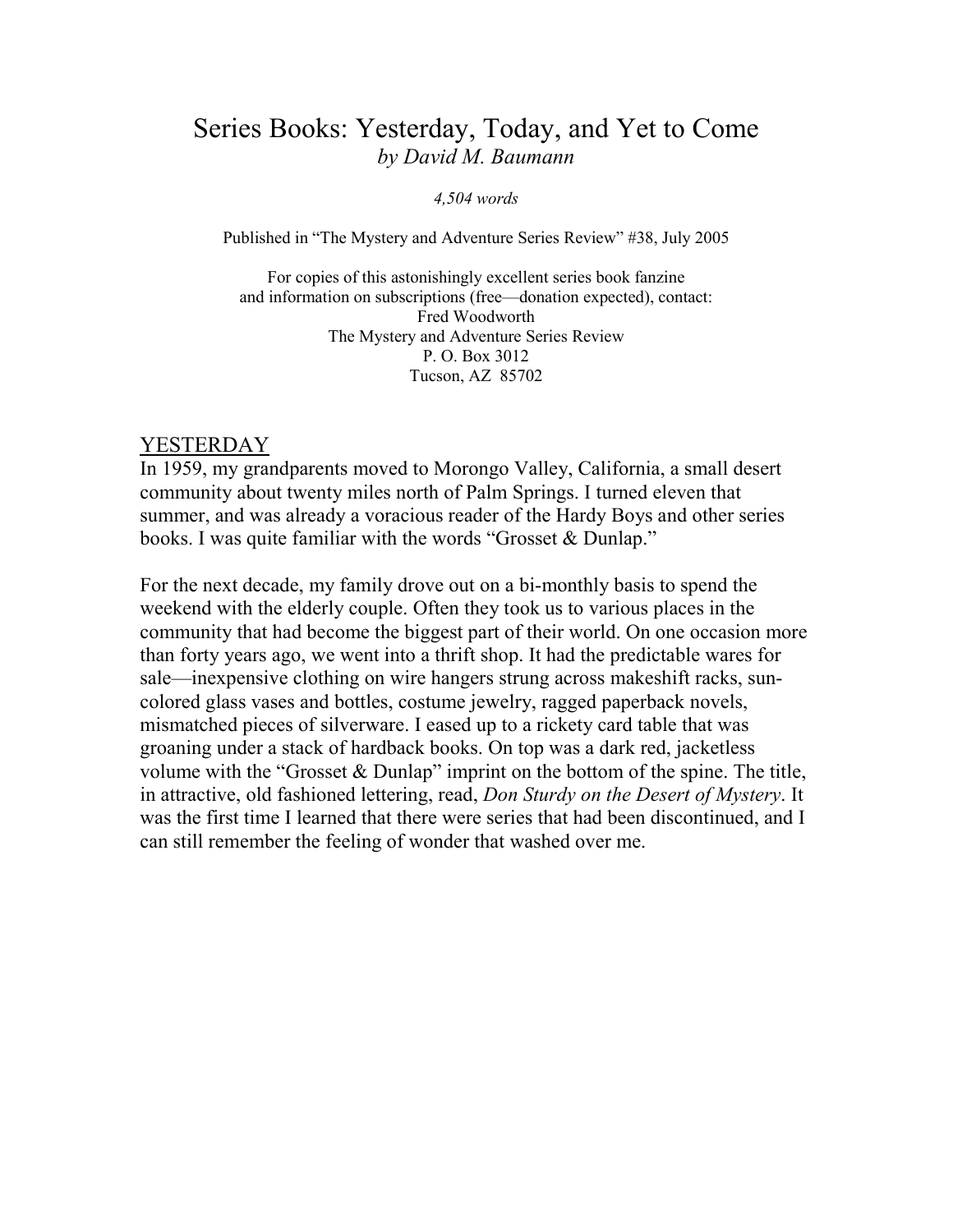# Series Books: Yesterday, Today, and Yet to Come

*by David M. Baumann*

*4,504 words*

Published in "The Mystery and Adventure Series Review" #38, July 2005

For copies of this astonishingly excellent series book fanzine
and information on subscriptions (free—donation expected), contact:
Fred Woodworth
The Mystery and Adventure Series Review
P. O. Box 3012
Tucson, AZ 85702

## YESTERDAY

In 1959, my grandparents moved to Morongo Valley, California, a small desert community about twenty miles north of Palm Springs. I turned eleven that summer, and was already a voracious reader of the Hardy Boys and other series books. I was quite familiar with the words "Grosset & Dunlap."

For the next decade, my family drove out on a bi-monthly basis to spend the weekend with the elderly couple. Often they took us to various places in the community that had become the biggest part of their world. On one occasion more than forty years ago, we went into a thrift shop. It had the predictable wares for sale—inexpensive clothing on wire hangers strung across makeshift racks, sun-colored glass vases and bottles, costume jewelry, ragged paperback novels, mismatched pieces of silverware. I eased up to a rickety card table that was groaning under a stack of hardback books. On top was a dark red, jacketless volume with the "Grosset & Dunlap" imprint on the bottom of the spine. The title, in attractive, old fashioned lettering, read, *Don Sturdy on the Desert of Mystery*. It was the first time I learned that there were series that had been discontinued, and I can still remember the feeling of wonder that washed over me.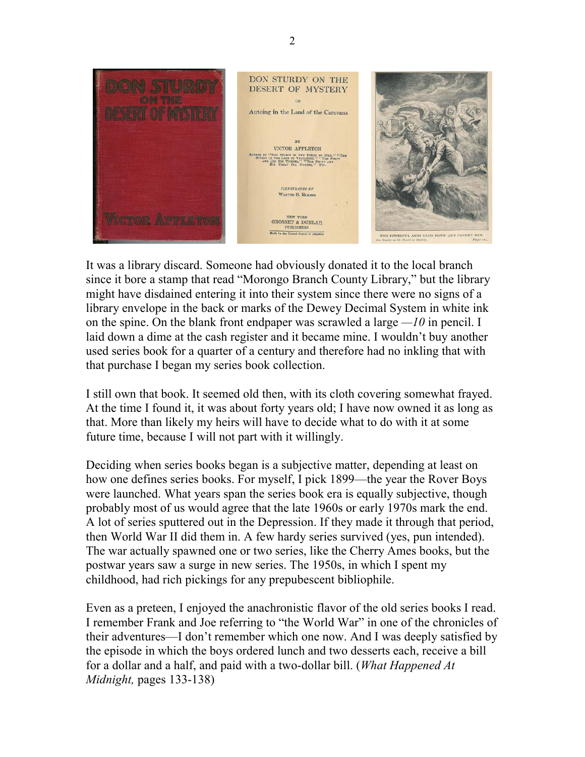It was a library discard. Someone had obviously donated it to the local branch since it bore a stamp that read "Morongo Branch County Library," but the library might have disdained entering it into their system since there were no signs of a library envelope in the back or marks of the Dewey Decimal System in white ink on the spine. On the blank front endpaper was scrawled a large *—10* in pencil. I laid down a dime at the cash register and it became mine. I wouldn't buy another used series book for a quarter of a century and therefore had no inkling that with that purchase I began my series book collection.

I still own that book. It seemed old then, with its cloth covering somewhat frayed. At the time I found it, it was about forty years old; I have now owned it as long as that. More than likely my heirs will have to decide what to do with it at some future time, because I will not part with it willingly.

Deciding when series books began is a subjective matter, depending at least on how one defines series books. For myself, I pick 1899—the year the Rover Boys were launched. What years span the series book era is equally subjective, though probably most of us would agree that the late 1960s or early 1970s mark the end. A lot of series sputtered out in the Depression. If they made it through that period, then World War II did them in. A few hardy series survived (yes, pun intended). The war actually spawned one or two series, like the Cherry Ames books, but the postwar years saw a surge in new series. The 1950s, in which I spent my childhood, had rich pickings for any prepubescent bibliophile.

Even as a preteen, I enjoyed the anachronistic flavor of the old series books I read. I remember Frank and Joe referring to "the World War" in one of the chronicles of their adventures—I don't remember which one now. And I was deeply satisfied by the episode in which the boys ordered lunch and two desserts each, receive a bill for a dollar and a half, and paid with a two-dollar bill. (*What Happened At Midnight,* pages 133-138)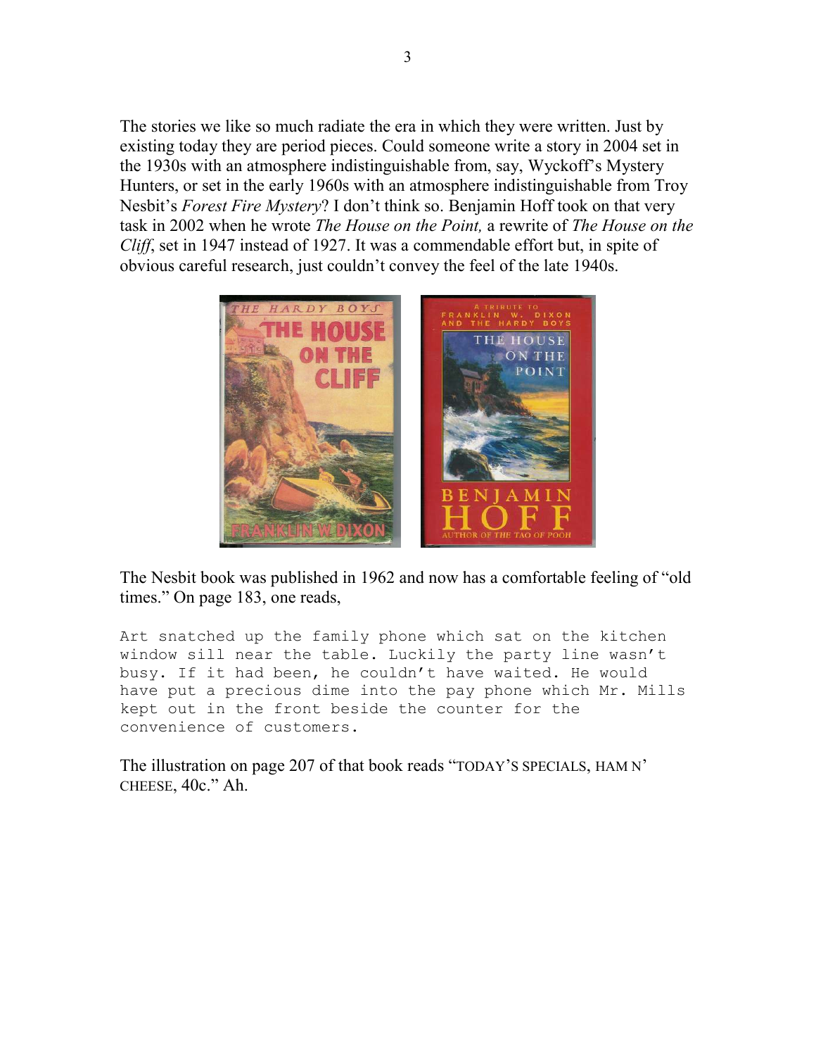The stories we like so much radiate the era in which they were written. Just by existing today they are period pieces. Could someone write a story in 2004 set in the 1930s with an atmosphere indistinguishable from, say, Wyckoff's Mystery Hunters, or set in the early 1960s with an atmosphere indistinguishable from Troy Nesbit's *Forest Fire Mystery*? I don't think so. Benjamin Hoff took on that very task in 2002 when he wrote *The House on the Point,* a rewrite of *The House on the Cliff*, set in 1947 instead of 1927. It was a commendable effort but, in spite of obvious careful research, just couldn't convey the feel of the late 1940s.

The Nesbit book was published in 1962 and now has a comfortable feeling of "old times." On page 183, one reads,

```
Art snatched up the family phone which sat on the kitchen
window sill near the table. Luckily the party line wasn't
busy. If it had been, he couldn't have waited. He would
have put a precious dime into the pay phone which Mr. Mills
kept out in the front beside the counter for the
convenience of customers.
```

The illustration on page 207 of that book reads "TODAY'S SPECIALS, HAM N' CHEESE, 40c." Ah.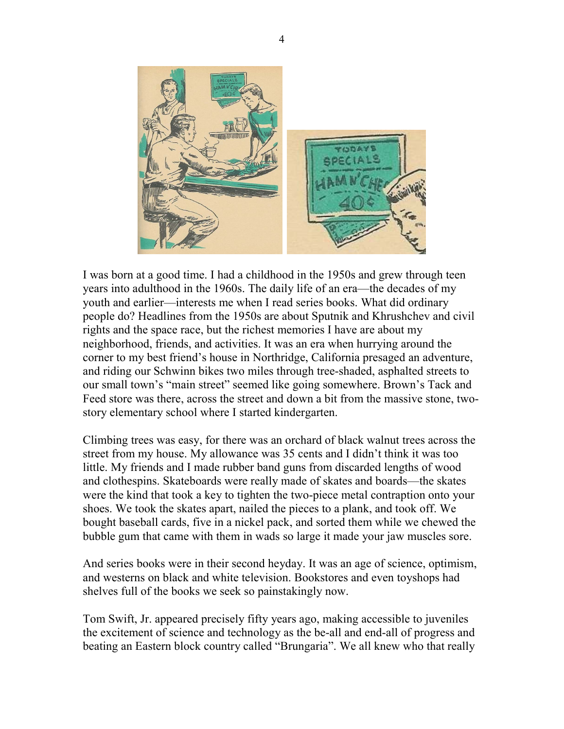I was born at a good time. I had a childhood in the 1950s and grew through teen years into adulthood in the 1960s. The daily life of an era—the decades of my youth and earlier—interests me when I read series books. What did ordinary people do? Headlines from the 1950s are about Sputnik and Khrushchev and civil rights and the space race, but the richest memories I have are about my neighborhood, friends, and activities. It was an era when hurrying around the corner to my best friend's house in Northridge, California presaged an adventure, and riding our Schwinn bikes two miles through tree-shaded, asphalted streets to our small town's "main street" seemed like going somewhere. Brown's Tack and Feed store was there, across the street and down a bit from the massive stone, two-story elementary school where I started kindergarten.

Climbing trees was easy, for there was an orchard of black walnut trees across the street from my house. My allowance was 35 cents and I didn't think it was too little. My friends and I made rubber band guns from discarded lengths of wood and clothespins. Skateboards were really made of skates and boards—the skates were the kind that took a key to tighten the two-piece metal contraption onto your shoes. We took the skates apart, nailed the pieces to a plank, and took off. We bought baseball cards, five in a nickel pack, and sorted them while we chewed the bubble gum that came with them in wads so large it made your jaw muscles sore.

And series books were in their second heyday. It was an age of science, optimism, and westerns on black and white television. Bookstores and even toyshops had shelves full of the books we seek so painstakingly now.

Tom Swift, Jr. appeared precisely fifty years ago, making accessible to juveniles the excitement of science and technology as the be-all and end-all of progress and beating an Eastern block country called "Brungaria". We all knew who that really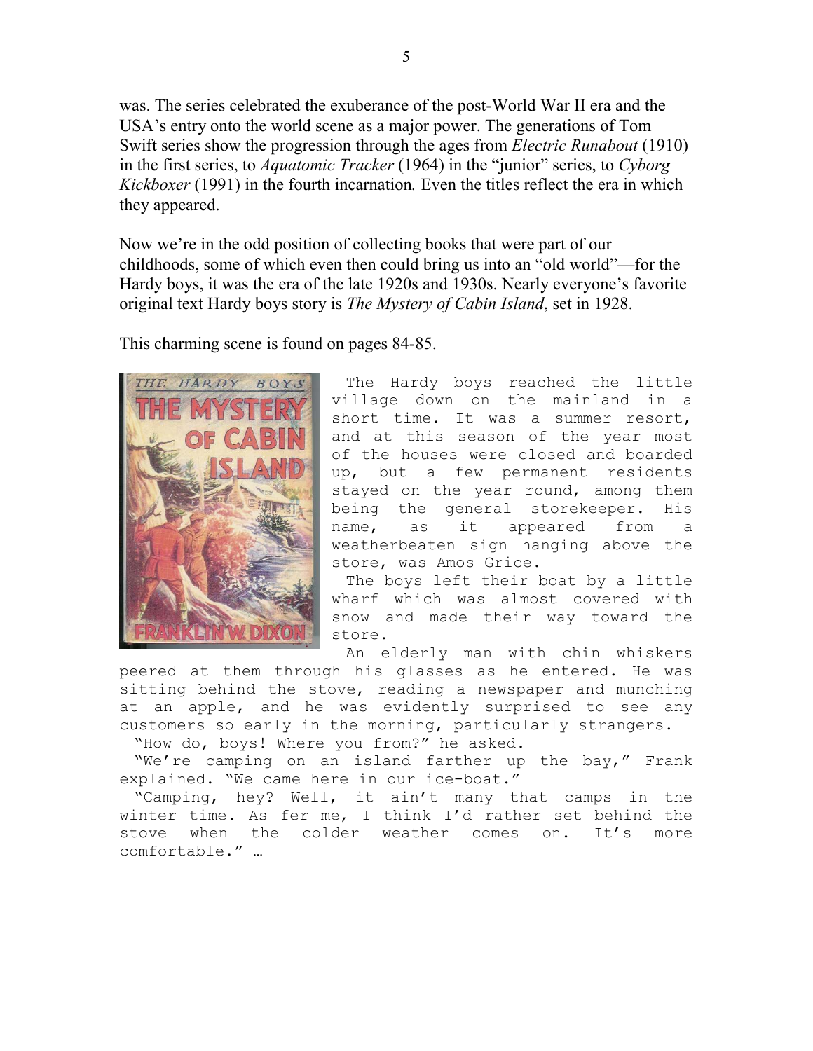was. The series celebrated the exuberance of the post-World War II era and the USA's entry onto the world scene as a major power. The generations of Tom Swift series show the progression through the ages from *Electric Runabout* (1910) in the first series, to *Aquatomic Tracker* (1964) in the "junior" series, to *Cyborg Kickboxer* (1991) in the fourth incarnation*.* Even the titles reflect the era in which they appeared.

Now we're in the odd position of collecting books that were part of our childhoods, some of which even then could bring us into an "old world"—for the Hardy boys, it was the era of the late 1920s and 1930s. Nearly everyone's favorite original text Hardy boys story is *The Mystery of Cabin Island*, set in 1928.

This charming scene is found on pages 84-85.

The Hardy boys reached the little village down on the mainland in a short time. It was a summer resort, and at this season of the year most of the houses were closed and boarded up, but a few permanent residents stayed on the year round, among them being the general storekeeper. His name, as it appeared from a weatherbeaten sign hanging above the store, was Amos Grice.

The boys left their boat by a little wharf which was almost covered with snow and made their way toward the store.

An elderly man with chin whiskers peered at them through his glasses as he entered. He was sitting behind the stove, reading a newspaper and munching at an apple, and he was evidently surprised to see any customers so early in the morning, particularly strangers.

"How do, boys! Where you from?" he asked.

"We're camping on an island farther up the bay," Frank explained. "We came here in our ice-boat."

"Camping, hey? Well, it ain't many that camps in the winter time. As fer me, I think I'd rather set behind the stove when the colder weather comes on. It's more comfortable." …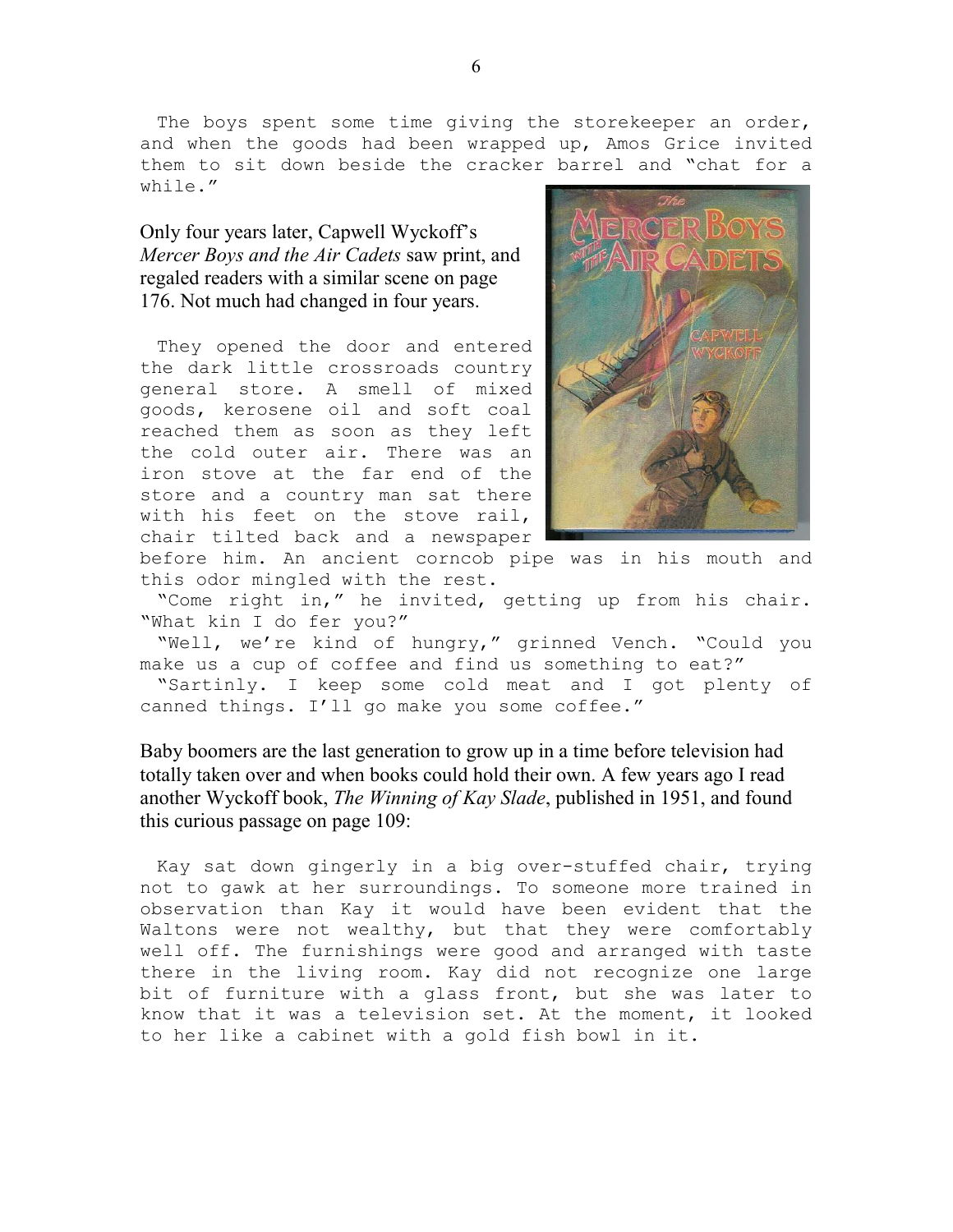The boys spent some time giving the storekeeper an order, and when the goods had been wrapped up, Amos Grice invited them to sit down beside the cracker barrel and "chat for a while."

Only four years later, Capwell Wyckoff's *Mercer Boys and the Air Cadets* saw print, and regaled readers with a similar scene on page 176. Not much had changed in four years.

They opened the door and entered the dark little crossroads country general store. A smell of mixed goods, kerosene oil and soft coal reached them as soon as they left the cold outer air. There was an iron stove at the far end of the store and a country man sat there with his feet on the stove rail, chair tilted back and a newspaper before him. An ancient corncob pipe was in his mouth and this odor mingled with the rest.

"Come right in," he invited, getting up from his chair. "What kin I do fer you?"

"Well, we're kind of hungry," grinned Vench. "Could you make us a cup of coffee and find us something to eat?"

"Sartinly. I keep some cold meat and I got plenty of canned things. I'll go make you some coffee."

Baby boomers are the last generation to grow up in a time before television had totally taken over and when books could hold their own. A few years ago I read another Wyckoff book, *The Winning of Kay Slade*, published in 1951, and found this curious passage on page 109:

Kay sat down gingerly in a big over-stuffed chair, trying not to gawk at her surroundings. To someone more trained in observation than Kay it would have been evident that the Waltons were not wealthy, but that they were comfortably well off. The furnishings were good and arranged with taste there in the living room. Kay did not recognize one large bit of furniture with a glass front, but she was later to know that it was a television set. At the moment, it looked to her like a cabinet with a gold fish bowl in it.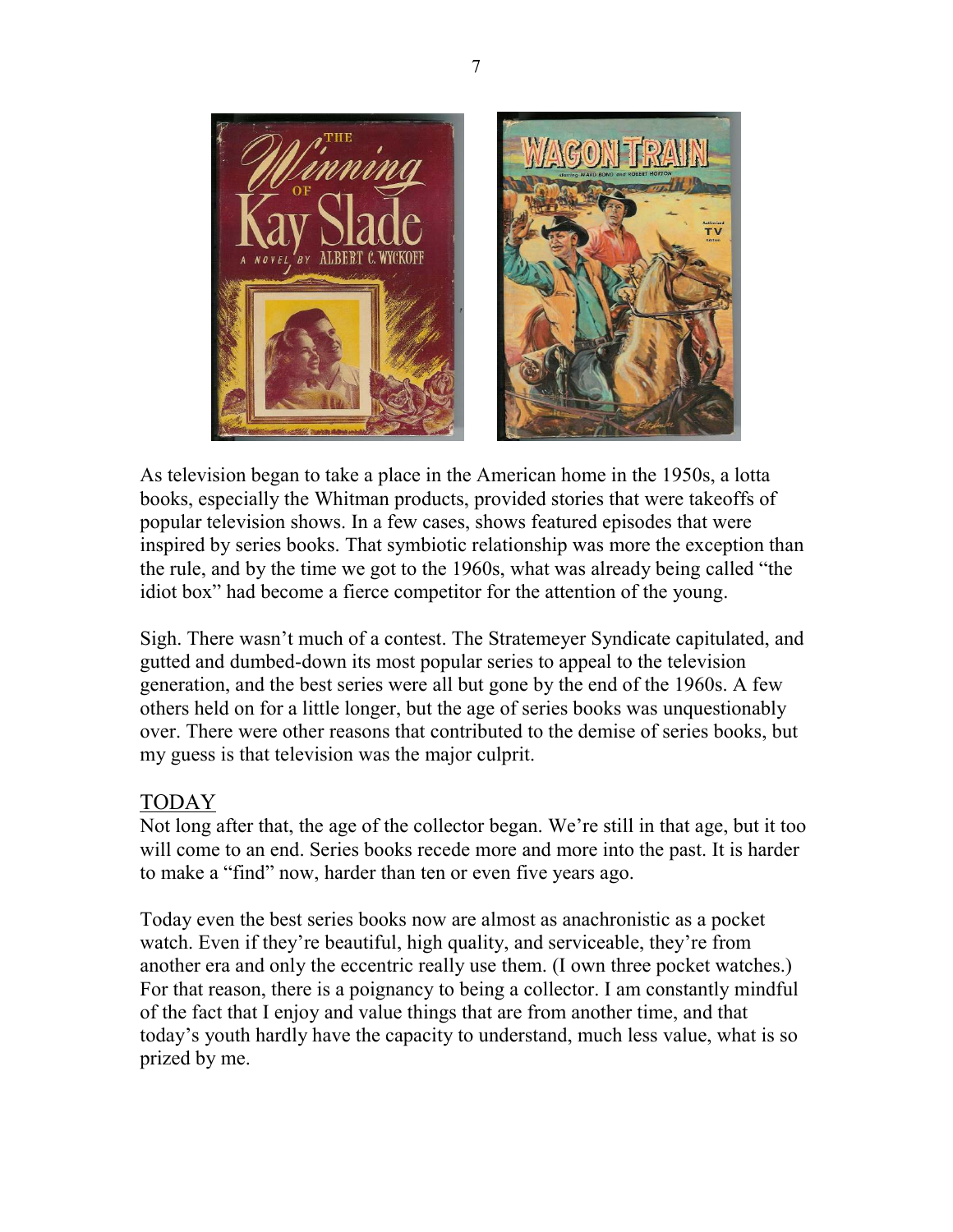As television began to take a place in the American home in the 1950s, a lotta books, especially the Whitman products, provided stories that were takeoffs of popular television shows. In a few cases, shows featured episodes that were inspired by series books. That symbiotic relationship was more the exception than the rule, and by the time we got to the 1960s, what was already being called "the idiot box" had become a fierce competitor for the attention of the young.

Sigh. There wasn't much of a contest. The Stratemeyer Syndicate capitulated, and gutted and dumbed-down its most popular series to appeal to the television generation, and the best series were all but gone by the end of the 1960s. A few others held on for a little longer, but the age of series books was unquestionably over. There were other reasons that contributed to the demise of series books, but my guess is that television was the major culprit.

## TODAY

Not long after that, the age of the collector began. We're still in that age, but it too will come to an end. Series books recede more and more into the past. It is harder to make a "find" now, harder than ten or even five years ago.

Today even the best series books now are almost as anachronistic as a pocket watch. Even if they're beautiful, high quality, and serviceable, they're from another era and only the eccentric really use them. (I own three pocket watches.) For that reason, there is a poignancy to being a collector. I am constantly mindful of the fact that I enjoy and value things that are from another time, and that today's youth hardly have the capacity to understand, much less value, what is so prized by me.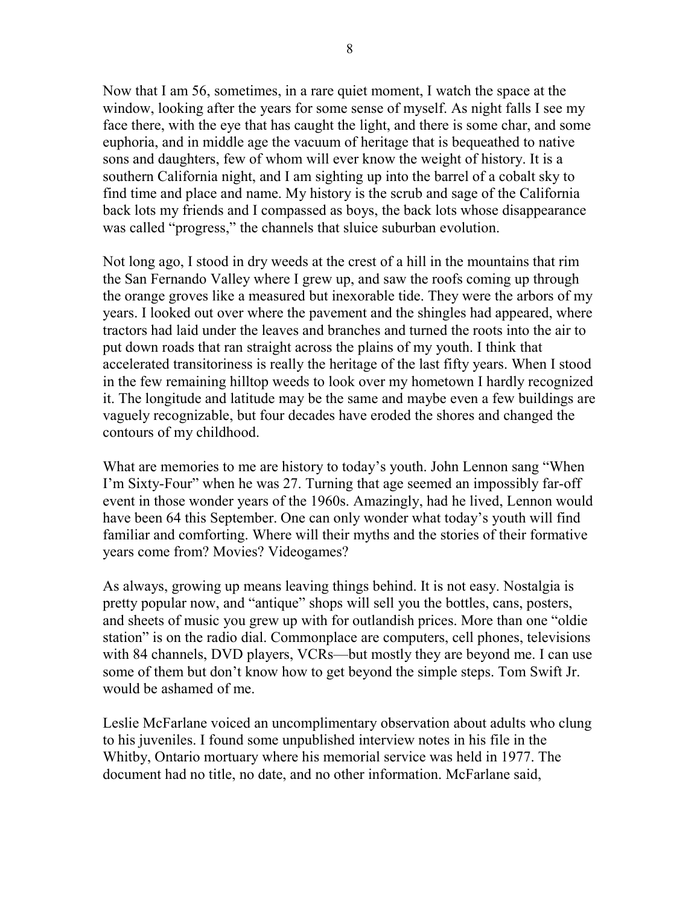Now that I am 56, sometimes, in a rare quiet moment, I watch the space at the window, looking after the years for some sense of myself. As night falls I see my face there, with the eye that has caught the light, and there is some char, and some euphoria, and in middle age the vacuum of heritage that is bequeathed to native sons and daughters, few of whom will ever know the weight of history. It is a southern California night, and I am sighting up into the barrel of a cobalt sky to find time and place and name. My history is the scrub and sage of the California back lots my friends and I compassed as boys, the back lots whose disappearance was called "progress," the channels that sluice suburban evolution.

Not long ago, I stood in dry weeds at the crest of a hill in the mountains that rim the San Fernando Valley where I grew up, and saw the roofs coming up through the orange groves like a measured but inexorable tide. They were the arbors of my years. I looked out over where the pavement and the shingles had appeared, where tractors had laid under the leaves and branches and turned the roots into the air to put down roads that ran straight across the plains of my youth. I think that accelerated transitoriness is really the heritage of the last fifty years. When I stood in the few remaining hilltop weeds to look over my hometown I hardly recognized it. The longitude and latitude may be the same and maybe even a few buildings are vaguely recognizable, but four decades have eroded the shores and changed the contours of my childhood.

What are memories to me are history to today's youth. John Lennon sang "When I'm Sixty-Four" when he was 27. Turning that age seemed an impossibly far-off event in those wonder years of the 1960s. Amazingly, had he lived, Lennon would have been 64 this September. One can only wonder what today's youth will find familiar and comforting. Where will their myths and the stories of their formative years come from? Movies? Videogames?

As always, growing up means leaving things behind. It is not easy. Nostalgia is pretty popular now, and "antique" shops will sell you the bottles, cans, posters, and sheets of music you grew up with for outlandish prices. More than one "oldie station" is on the radio dial. Commonplace are computers, cell phones, televisions with 84 channels, DVD players, VCRs—but mostly they are beyond me. I can use some of them but don't know how to get beyond the simple steps. Tom Swift Jr. would be ashamed of me.

Leslie McFarlane voiced an uncomplimentary observation about adults who clung to his juveniles. I found some unpublished interview notes in his file in the Whitby, Ontario mortuary where his memorial service was held in 1977. The document had no title, no date, and no other information. McFarlane said,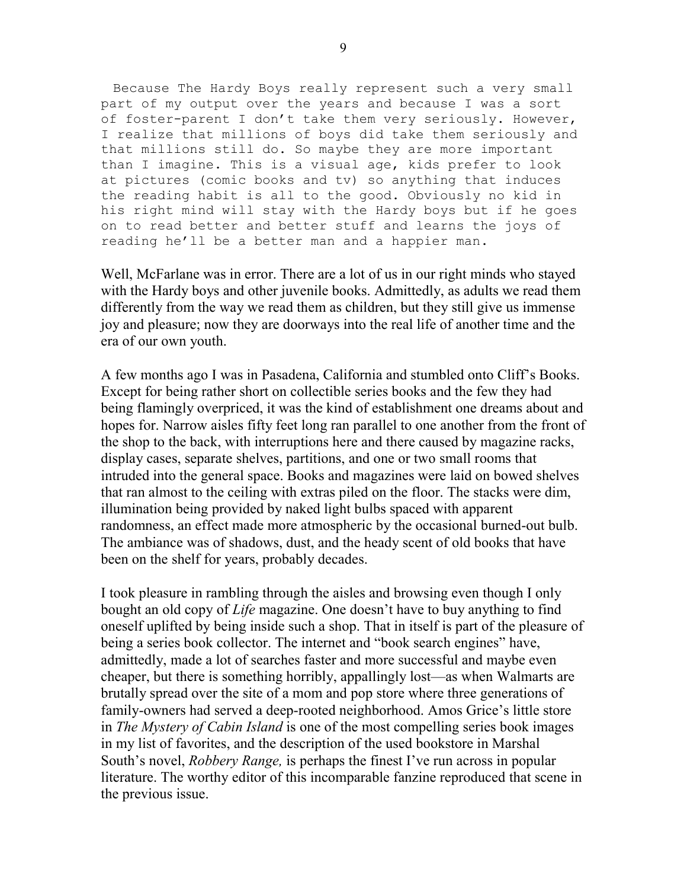```
  Because The Hardy Boys really represent such a very small
part of my output over the years and because I was a sort
of foster-parent I don't take them very seriously. However,
I realize that millions of boys did take them seriously and
that millions still do. So maybe they are more important
than I imagine. This is a visual age, kids prefer to look
at pictures (comic books and tv) so anything that induces
the reading habit is all to the good. Obviously no kid in
his right mind will stay with the Hardy boys but if he goes
on to read better and better stuff and learns the joys of
reading he'll be a better man and a happier man.
```

Well, McFarlane was in error. There are a lot of us in our right minds who stayed with the Hardy boys and other juvenile books. Admittedly, as adults we read them differently from the way we read them as children, but they still give us immense joy and pleasure; now they are doorways into the real life of another time and the era of our own youth.

A few months ago I was in Pasadena, California and stumbled onto Cliff's Books. Except for being rather short on collectible series books and the few they had being flamingly overpriced, it was the kind of establishment one dreams about and hopes for. Narrow aisles fifty feet long ran parallel to one another from the front of the shop to the back, with interruptions here and there caused by magazine racks, display cases, separate shelves, partitions, and one or two small rooms that intruded into the general space. Books and magazines were laid on bowed shelves that ran almost to the ceiling with extras piled on the floor. The stacks were dim, illumination being provided by naked light bulbs spaced with apparent randomness, an effect made more atmospheric by the occasional burned-out bulb. The ambiance was of shadows, dust, and the heady scent of old books that have been on the shelf for years, probably decades.

I took pleasure in rambling through the aisles and browsing even though I only bought an old copy of *Life* magazine. One doesn't have to buy anything to find oneself uplifted by being inside such a shop. That in itself is part of the pleasure of being a series book collector. The internet and "book search engines" have, admittedly, made a lot of searches faster and more successful and maybe even cheaper, but there is something horribly, appallingly lost—as when Walmarts are brutally spread over the site of a mom and pop store where three generations of family-owners had served a deep-rooted neighborhood. Amos Grice's little store in *The Mystery of Cabin Island* is one of the most compelling series book images in my list of favorites, and the description of the used bookstore in Marshal South's novel, *Robbery Range,* is perhaps the finest I've run across in popular literature. The worthy editor of this incomparable fanzine reproduced that scene in the previous issue.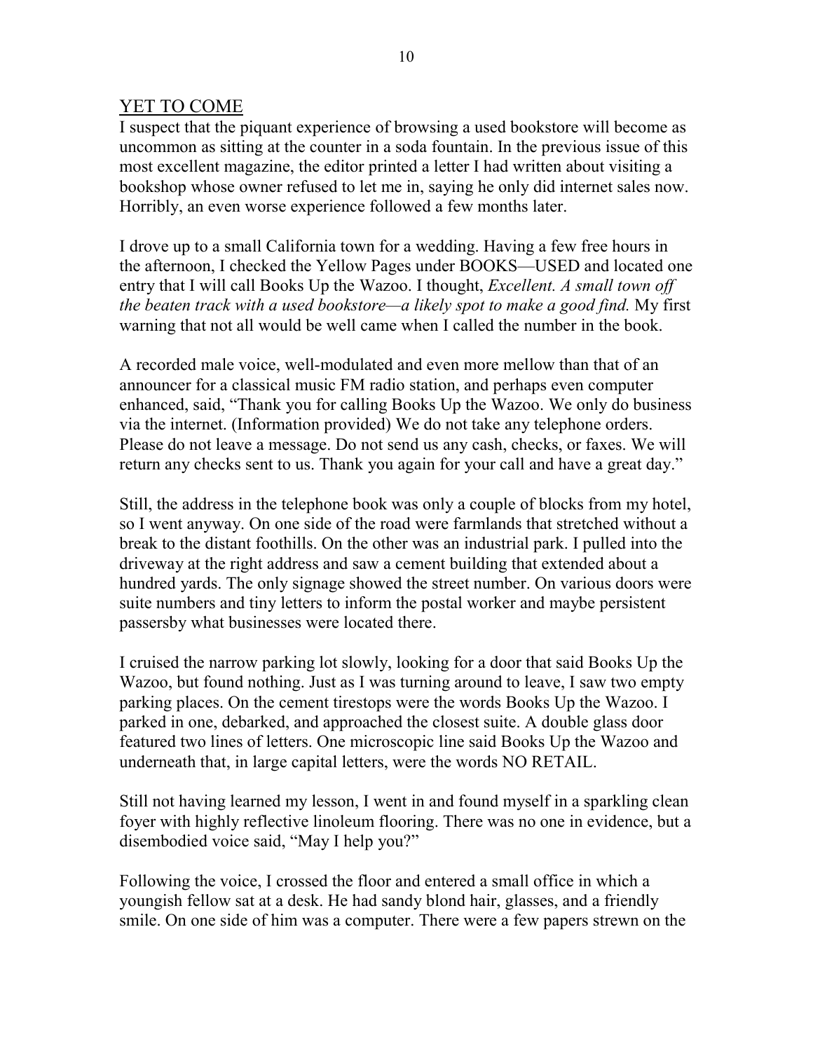## <u>YET TO COME</u>

I suspect that the piquant experience of browsing a used bookstore will become as uncommon as sitting at the counter in a soda fountain. In the previous issue of this most excellent magazine, the editor printed a letter I had written about visiting a bookshop whose owner refused to let me in, saying he only did internet sales now. Horribly, an even worse experience followed a few months later.

I drove up to a small California town for a wedding. Having a few free hours in the afternoon, I checked the Yellow Pages under BOOKS—USED and located one entry that I will call Books Up the Wazoo. I thought, *Excellent. A small town off the beaten track with a used bookstore—a likely spot to make a good find.* My first warning that not all would be well came when I called the number in the book.

A recorded male voice, well-modulated and even more mellow than that of an announcer for a classical music FM radio station, and perhaps even computer enhanced, said, "Thank you for calling Books Up the Wazoo. We only do business via the internet. (Information provided) We do not take any telephone orders. Please do not leave a message. Do not send us any cash, checks, or faxes. We will return any checks sent to us. Thank you again for your call and have a great day."

Still, the address in the telephone book was only a couple of blocks from my hotel, so I went anyway. On one side of the road were farmlands that stretched without a break to the distant foothills. On the other was an industrial park. I pulled into the driveway at the right address and saw a cement building that extended about a hundred yards. The only signage showed the street number. On various doors were suite numbers and tiny letters to inform the postal worker and maybe persistent passersby what businesses were located there.

I cruised the narrow parking lot slowly, looking for a door that said Books Up the Wazoo, but found nothing. Just as I was turning around to leave, I saw two empty parking places. On the cement tirestops were the words Books Up the Wazoo. I parked in one, debarked, and approached the closest suite. A double glass door featured two lines of letters. One microscopic line said Books Up the Wazoo and underneath that, in large capital letters, were the words NO RETAIL.

Still not having learned my lesson, I went in and found myself in a sparkling clean foyer with highly reflective linoleum flooring. There was no one in evidence, but a disembodied voice said, "May I help you?"

Following the voice, I crossed the floor and entered a small office in which a youngish fellow sat at a desk. He had sandy blond hair, glasses, and a friendly smile. On one side of him was a computer. There were a few papers strewn on the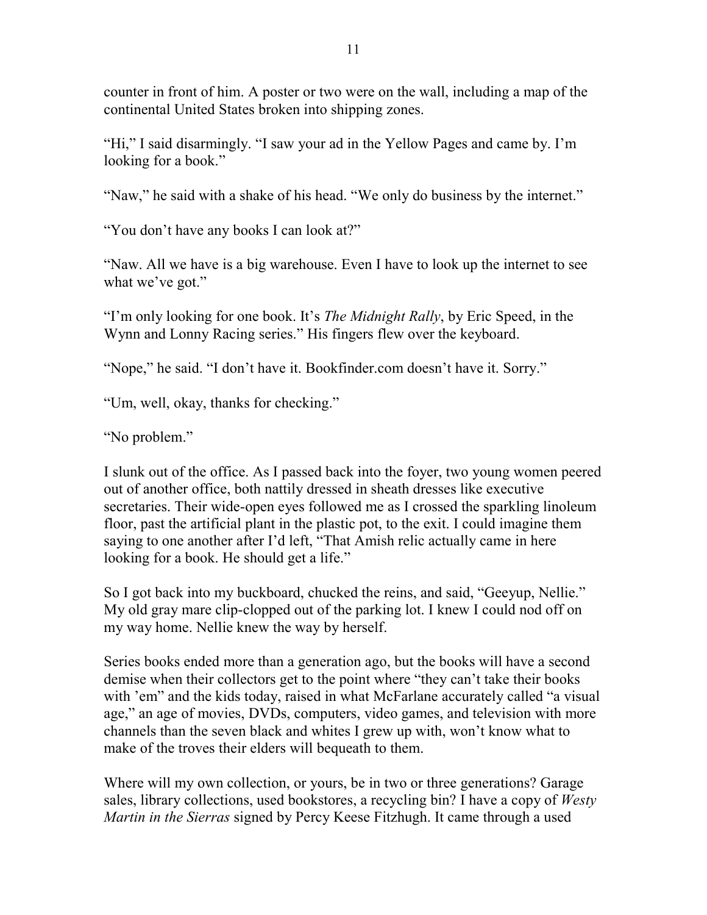counter in front of him. A poster or two were on the wall, including a map of the continental United States broken into shipping zones.

"Hi," I said disarmingly. "I saw your ad in the Yellow Pages and came by. I'm looking for a book."

"Naw," he said with a shake of his head. "We only do business by the internet."

"You don't have any books I can look at?"

"Naw. All we have is a big warehouse. Even I have to look up the internet to see what we've got."

"I'm only looking for one book. It's *The Midnight Rally*, by Eric Speed, in the Wynn and Lonny Racing series." His fingers flew over the keyboard.

"Nope," he said. "I don't have it. Bookfinder.com doesn't have it. Sorry."

"Um, well, okay, thanks for checking."

"No problem."

I slunk out of the office. As I passed back into the foyer, two young women peered out of another office, both nattily dressed in sheath dresses like executive secretaries. Their wide-open eyes followed me as I crossed the sparkling linoleum floor, past the artificial plant in the plastic pot, to the exit. I could imagine them saying to one another after I'd left, "That Amish relic actually came in here looking for a book. He should get a life."

So I got back into my buckboard, chucked the reins, and said, "Geeyup, Nellie." My old gray mare clip-clopped out of the parking lot. I knew I could nod off on my way home. Nellie knew the way by herself.

Series books ended more than a generation ago, but the books will have a second demise when their collectors get to the point where "they can't take their books with 'em" and the kids today, raised in what McFarlane accurately called "a visual age," an age of movies, DVDs, computers, video games, and television with more channels than the seven black and whites I grew up with, won't know what to make of the troves their elders will bequeath to them.

Where will my own collection, or yours, be in two or three generations? Garage sales, library collections, used bookstores, a recycling bin? I have a copy of *Westy Martin in the Sierras* signed by Percy Keese Fitzhugh. It came through a used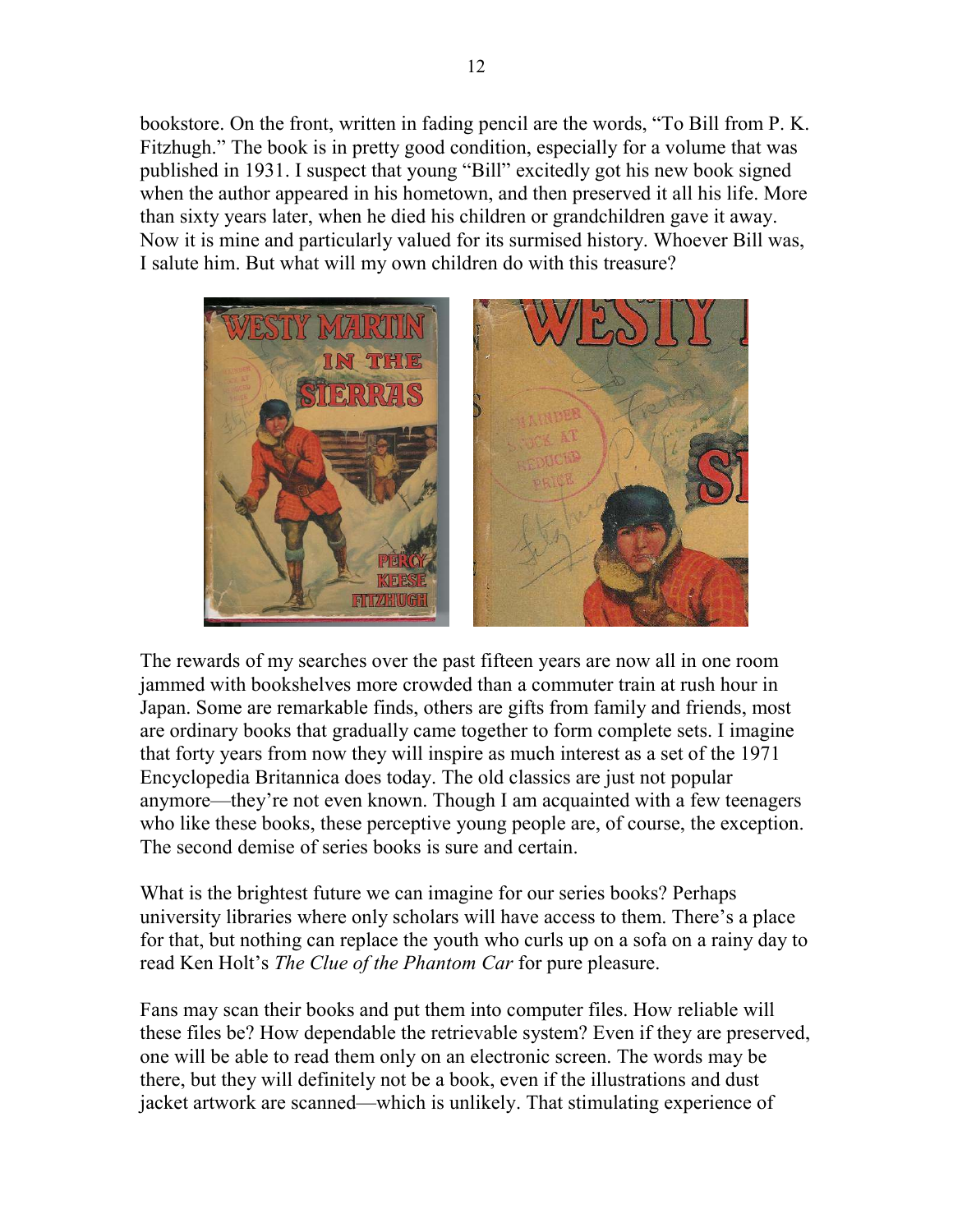bookstore. On the front, written in fading pencil are the words, "To Bill from P. K. Fitzhugh." The book is in pretty good condition, especially for a volume that was published in 1931. I suspect that young "Bill" excitedly got his new book signed when the author appeared in his hometown, and then preserved it all his life. More than sixty years later, when he died his children or grandchildren gave it away. Now it is mine and particularly valued for its surmised history. Whoever Bill was, I salute him. But what will my own children do with this treasure?

The rewards of my searches over the past fifteen years are now all in one room jammed with bookshelves more crowded than a commuter train at rush hour in Japan. Some are remarkable finds, others are gifts from family and friends, most are ordinary books that gradually came together to form complete sets. I imagine that forty years from now they will inspire as much interest as a set of the 1971 Encyclopedia Britannica does today. The old classics are just not popular anymore—they're not even known. Though I am acquainted with a few teenagers who like these books, these perceptive young people are, of course, the exception. The second demise of series books is sure and certain.

What is the brightest future we can imagine for our series books? Perhaps university libraries where only scholars will have access to them. There's a place for that, but nothing can replace the youth who curls up on a sofa on a rainy day to read Ken Holt's *The Clue of the Phantom Car* for pure pleasure.

Fans may scan their books and put them into computer files. How reliable will these files be? How dependable the retrievable system? Even if they are preserved, one will be able to read them only on an electronic screen. The words may be there, but they will definitely not be a book, even if the illustrations and dust jacket artwork are scanned—which is unlikely. That stimulating experience of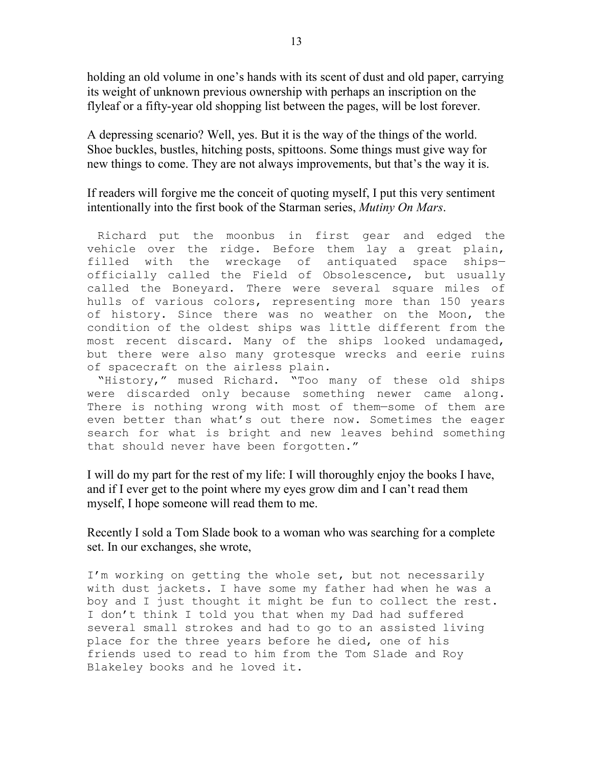holding an old volume in one's hands with its scent of dust and old paper, carrying its weight of unknown previous ownership with perhaps an inscription on the flyleaf or a fifty-year old shopping list between the pages, will be lost forever.

A depressing scenario? Well, yes. But it is the way of the things of the world. Shoe buckles, bustles, hitching posts, spittoons. Some things must give way for new things to come. They are not always improvements, but that's the way it is.

If readers will forgive me the conceit of quoting myself, I put this very sentiment intentionally into the first book of the Starman series, *Mutiny On Mars*.

> Richard put the moonbus in first gear and edged the vehicle over the ridge. Before them lay a great plain, filled with the wreckage of antiquated space ships—officially called the Field of Obsolescence, but usually called the Boneyard. There were several square miles of hulls of various colors, representing more than 150 years of history. Since there was no weather on the Moon, the condition of the oldest ships was little different from the most recent discard. Many of the ships looked undamaged, but there were also many grotesque wrecks and eerie ruins of spacecraft on the airless plain.
>
> "History," mused Richard. "Too many of these old ships were discarded only because something newer came along. There is nothing wrong with most of them—some of them are even better than what's out there now. Sometimes the eager search for what is bright and new leaves behind something that should never have been forgotten."

I will do my part for the rest of my life: I will thoroughly enjoy the books I have, and if I ever get to the point where my eyes grow dim and I can't read them myself, I hope someone will read them to me.

Recently I sold a Tom Slade book to a woman who was searching for a complete set. In our exchanges, she wrote,

> I'm working on getting the whole set, but not necessarily with dust jackets. I have some my father had when he was a boy and I just thought it might be fun to collect the rest. I don't think I told you that when my Dad had suffered several small strokes and had to go to an assisted living place for the three years before he died, one of his friends used to read to him from the Tom Slade and Roy Blakeley books and he loved it.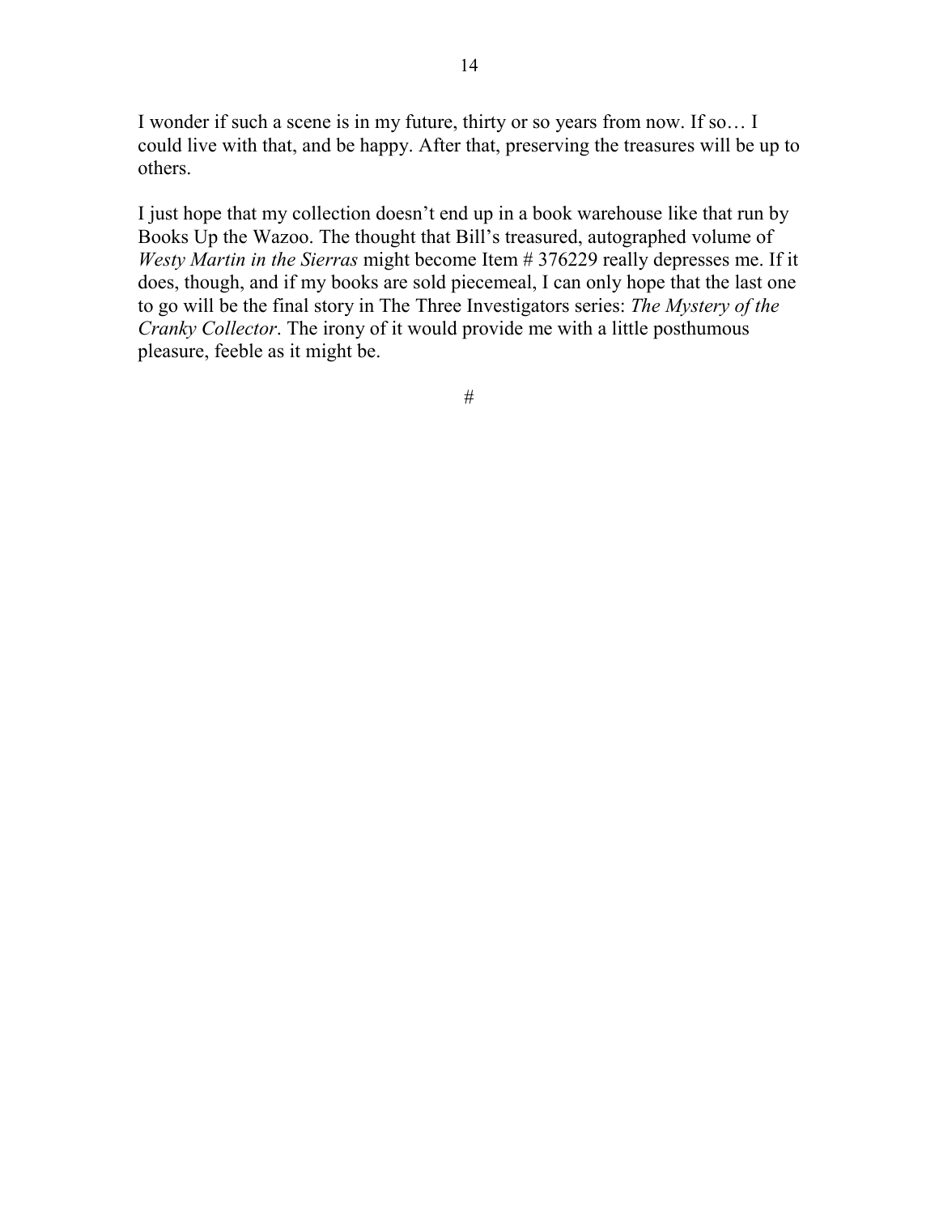I wonder if such a scene is in my future, thirty or so years from now. If so… I could live with that, and be happy. After that, preserving the treasures will be up to others.

I just hope that my collection doesn't end up in a book warehouse like that run by Books Up the Wazoo. The thought that Bill's treasured, autographed volume of *Westy Martin in the Sierras* might become Item # 376229 really depresses me. If it does, though, and if my books are sold piecemeal, I can only hope that the last one to go will be the final story in The Three Investigators series: *The Mystery of the Cranky Collector*. The irony of it would provide me with a little posthumous pleasure, feeble as it might be.

#